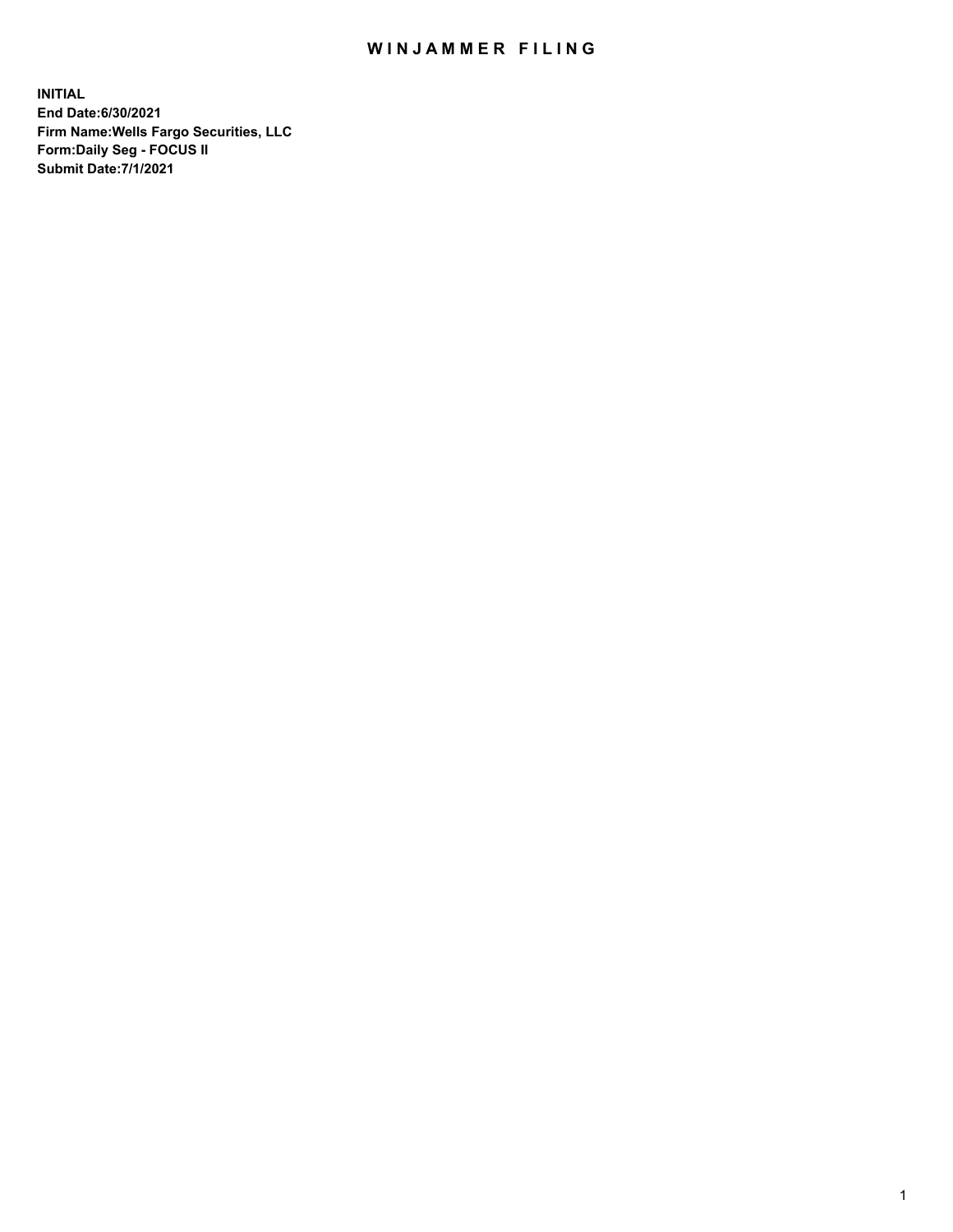# WINJAMMER FILING

**INITIAL**
**End Date:6/30/2021**
**Firm Name:Wells Fargo Securities, LLC**
**Form:Daily Seg - FOCUS II**
**Submit Date:7/1/2021**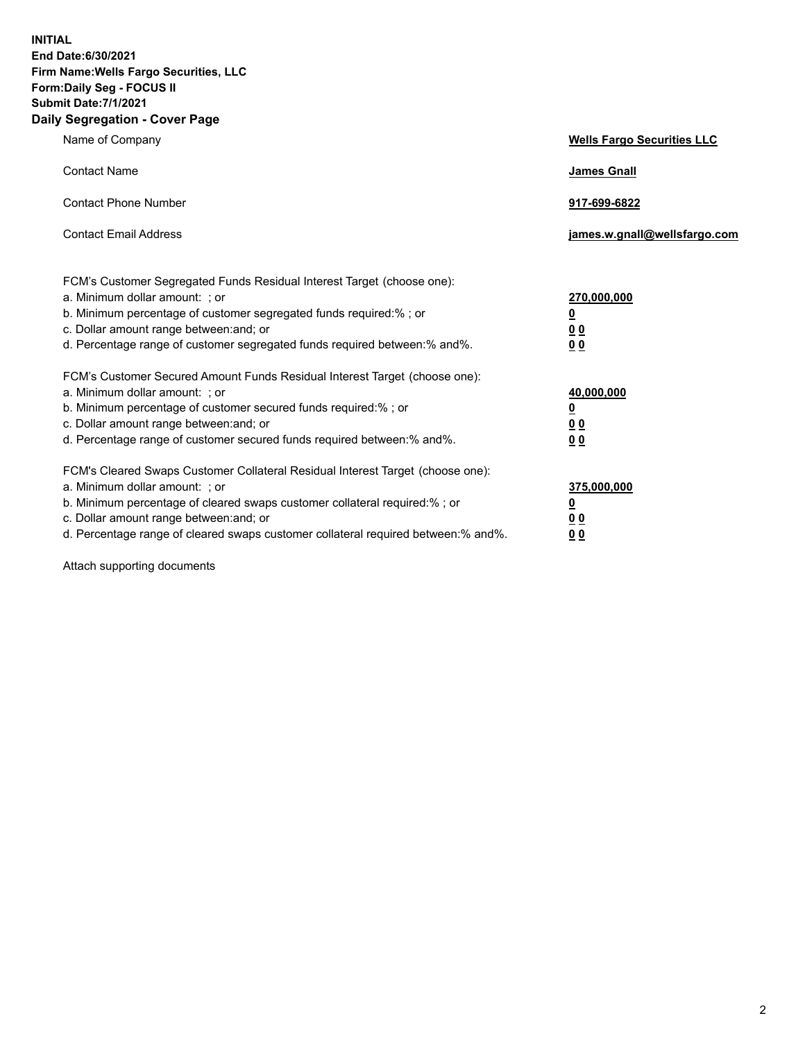**INITIAL**
**End Date:6/30/2021**
**Firm Name:Wells Fargo Securities, LLC**
**Form:Daily Seg - FOCUS II**
**Submit Date:7/1/2021**

## Daily Segregation - Cover Page

| | |
|---|---|
| Name of Company | **Wells Fargo Securities LLC** |
| Contact Name | **James Gnall** |
| Contact Phone Number | **917-699-6822** |
| Contact Email Address | **james.w.gnall@wellsfargo.com** |

| | |
|---|---|
| FCM's Customer Segregated Funds Residual Interest Target (choose one): | |
| a. Minimum dollar amount: ; or | **270,000,000** |
| b. Minimum percentage of customer segregated funds required:% ; or | **0** |
| c. Dollar amount range between:and; or | **0 0** |
| d. Percentage range of customer segregated funds required between:% and%. | **0 0** |
| FCM's Customer Secured Amount Funds Residual Interest Target (choose one): | |
| a. Minimum dollar amount: ; or | **40,000,000** |
| b. Minimum percentage of customer secured funds required:% ; or | **0** |
| c. Dollar amount range between:and; or | **0 0** |
| d. Percentage range of customer secured funds required between:% and%. | **0 0** |
| FCM's Cleared Swaps Customer Collateral Residual Interest Target (choose one): | |
| a. Minimum dollar amount: ; or | **375,000,000** |
| b. Minimum percentage of cleared swaps customer collateral required:% ; or | **0** |
| c. Dollar amount range between:and; or | **0 0** |
| d. Percentage range of cleared swaps customer collateral required between:% and%. | **0 0** |

Attach supporting documents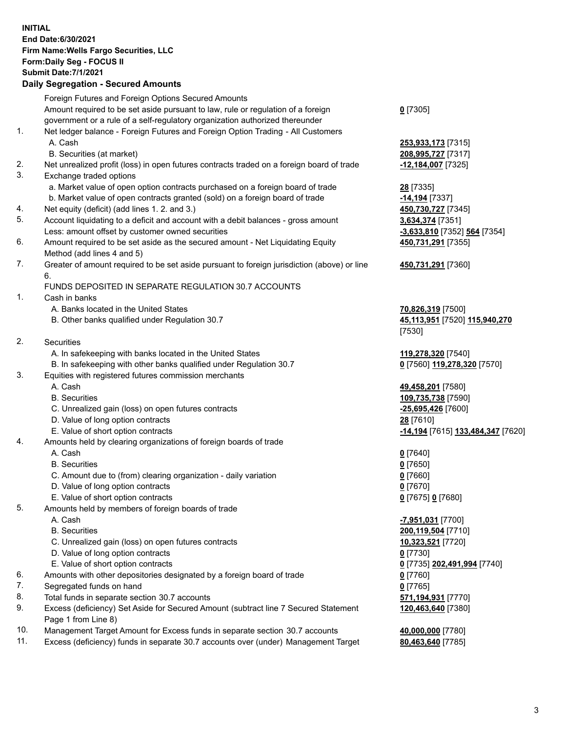**INITIAL**
**End Date:6/30/2021**
**Firm Name:Wells Fargo Securities, LLC**
**Form:Daily Seg - FOCUS II**
**Submit Date:7/1/2021**

**Daily Segregation - Secured Amounts**

| | | |
|---|---|---|
| | Foreign Futures and Foreign Options Secured Amounts | |
| | Amount required to be set aside pursuant to law, rule or regulation of a foreign government or a rule of a self-regulatory organization authorized thereunder | **0** [7305] |
| 1. | Net ledger balance - Foreign Futures and Foreign Option Trading - All Customers | |
| | A. Cash | **253,933,173** [7315] |
| | B. Securities (at market) | **208,995,727** [7317] |
| 2. | Net unrealized profit (loss) in open futures contracts traded on a foreign board of trade | **-12,184,007** [7325] |
| 3. | Exchange traded options | |
| | a. Market value of open option contracts purchased on a foreign board of trade | **28** [7335] |
| | b. Market value of open contracts granted (sold) on a foreign board of trade | **-14,194** [7337] |
| 4. | Net equity (deficit) (add lines 1. 2. and 3.) | **450,730,727** [7345] |
| 5. | Account liquidating to a deficit and account with a debit balances - gross amount | **3,634,374** [7351] |
| | Less: amount offset by customer owned securities | **-3,633,810** [7352] **564** [7354] |
| 6. | Amount required to be set aside as the secured amount - Net Liquidating Equity Method (add lines 4 and 5) | **450,731,291** [7355] |
| 7. | Greater of amount required to be set aside pursuant to foreign jurisdiction (above) or line 6. | **450,731,291** [7360] |
| | FUNDS DEPOSITED IN SEPARATE REGULATION 30.7 ACCOUNTS | |
| 1. | Cash in banks | |
| | A. Banks located in the United States | **70,826,319** [7500] |
| | B. Other banks qualified under Regulation 30.7 | **45,113,951** [7520] **115,940,270** [7530] |
| 2. | Securities | |
| | A. In safekeeping with banks located in the United States | **119,278,320** [7540] |
| | B. In safekeeping with other banks qualified under Regulation 30.7 | **0** [7560] **119,278,320** [7570] |
| 3. | Equities with registered futures commission merchants | |
| | A. Cash | **49,458,201** [7580] |
| | B. Securities | **109,735,738** [7590] |
| | C. Unrealized gain (loss) on open futures contracts | **-25,695,426** [7600] |
| | D. Value of long option contracts | **28** [7610] |
| | E. Value of short option contracts | **-14,194** [7615] **133,484,347** [7620] |
| 4. | Amounts held by clearing organizations of foreign boards of trade | |
| | A. Cash | **0** [7640] |
| | B. Securities | **0** [7650] |
| | C. Amount due to (from) clearing organization - daily variation | **0** [7660] |
| | D. Value of long option contracts | **0** [7670] |
| | E. Value of short option contracts | **0** [7675] **0** [7680] |
| 5. | Amounts held by members of foreign boards of trade | |
| | A. Cash | **-7,951,031** [7700] |
| | B. Securities | **200,119,504** [7710] |
| | C. Unrealized gain (loss) on open futures contracts | **10,323,521** [7720] |
| | D. Value of long option contracts | **0** [7730] |
| | E. Value of short option contracts | **0** [7735] **202,491,994** [7740] |
| 6. | Amounts with other depositories designated by a foreign board of trade | **0** [7760] |
| 7. | Segregated funds on hand | **0** [7765] |
| 8. | Total funds in separate section 30.7 accounts | **571,194,931** [7770] |
| 9. | Excess (deficiency) Set Aside for Secured Amount (subtract line 7 Secured Statement Page 1 from Line 8) | **120,463,640** [7380] |
| 10. | Management Target Amount for Excess funds in separate section 30.7 accounts | **40,000,000** [7780] |
| 11. | Excess (deficiency) funds in separate 30.7 accounts over (under) Management Target | **80,463,640** [7785] |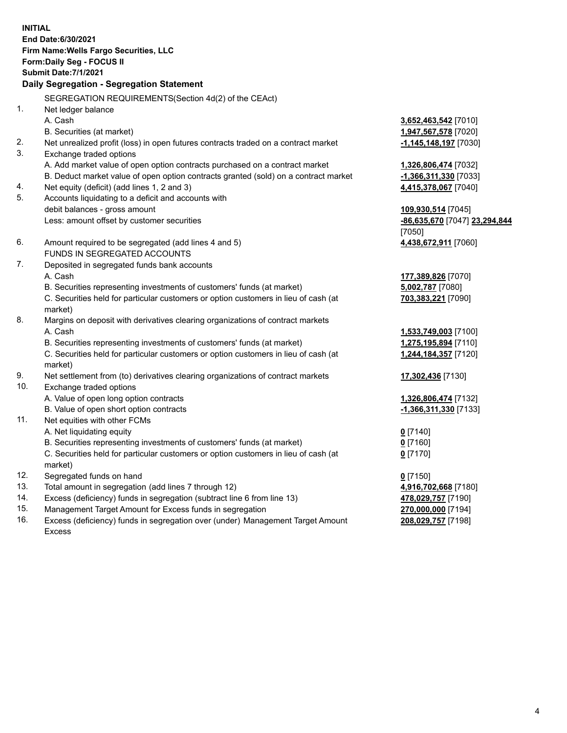**INITIAL**
**End Date:6/30/2021**
**Firm Name:Wells Fargo Securities, LLC**
**Form:Daily Seg - FOCUS II**
**Submit Date:7/1/2021**

**Daily Segregation - Segregation Statement**

| | SEGREGATION REQUIREMENTS(Section 4d(2) of the CEAct) | |
|---|---|---|
| 1. | Net ledger balance | |
| | A. Cash | **3,652,463,542** [7010] |
| | B. Securities (at market) | **1,947,567,578** [7020] |
| 2. | Net unrealized profit (loss) in open futures contracts traded on a contract market | **-1,145,148,197** [7030] |
| 3. | Exchange traded options | |
| | A. Add market value of open option contracts purchased on a contract market | **1,326,806,474** [7032] |
| | B. Deduct market value of open option contracts granted (sold) on a contract market | **-1,366,311,330** [7033] |
| 4. | Net equity (deficit) (add lines 1, 2 and 3) | **4,415,378,067** [7040] |
| 5. | Accounts liquidating to a deficit and accounts with debit balances - gross amount | **109,930,514** [7045] |
| | Less: amount offset by customer securities | **-86,635,670** [7047] **23,294,844** [7050] |
| 6. | Amount required to be segregated (add lines 4 and 5) | **4,438,672,911** [7060] |
| | FUNDS IN SEGREGATED ACCOUNTS | |
| 7. | Deposited in segregated funds bank accounts | |
| | A. Cash | **177,389,826** [7070] |
| | B. Securities representing investments of customers' funds (at market) | **5,002,787** [7080] |
| | C. Securities held for particular customers or option customers in lieu of cash (at market) | **703,383,221** [7090] |
| 8. | Margins on deposit with derivatives clearing organizations of contract markets | |
| | A. Cash | **1,533,749,003** [7100] |
| | B. Securities representing investments of customers' funds (at market) | **1,275,195,894** [7110] |
| | C. Securities held for particular customers or option customers in lieu of cash (at market) | **1,244,184,357** [7120] |
| 9. | Net settlement from (to) derivatives clearing organizations of contract markets | **17,302,436** [7130] |
| 10. | Exchange traded options | |
| | A. Value of open long option contracts | **1,326,806,474** [7132] |
| | B. Value of open short option contracts | **-1,366,311,330** [7133] |
| 11. | Net equities with other FCMs | |
| | A. Net liquidating equity | **0** [7140] |
| | B. Securities representing investments of customers' funds (at market) | **0** [7160] |
| | C. Securities held for particular customers or option customers in lieu of cash (at market) | **0** [7170] |
| 12. | Segregated funds on hand | **0** [7150] |
| 13. | Total amount in segregation (add lines 7 through 12) | **4,916,702,668** [7180] |
| 14. | Excess (deficiency) funds in segregation (subtract line 6 from line 13) | **478,029,757** [7190] |
| 15. | Management Target Amount for Excess funds in segregation | **270,000,000** [7194] |
| 16. | Excess (deficiency) funds in segregation over (under) Management Target Amount Excess | **208,029,757** [7198] |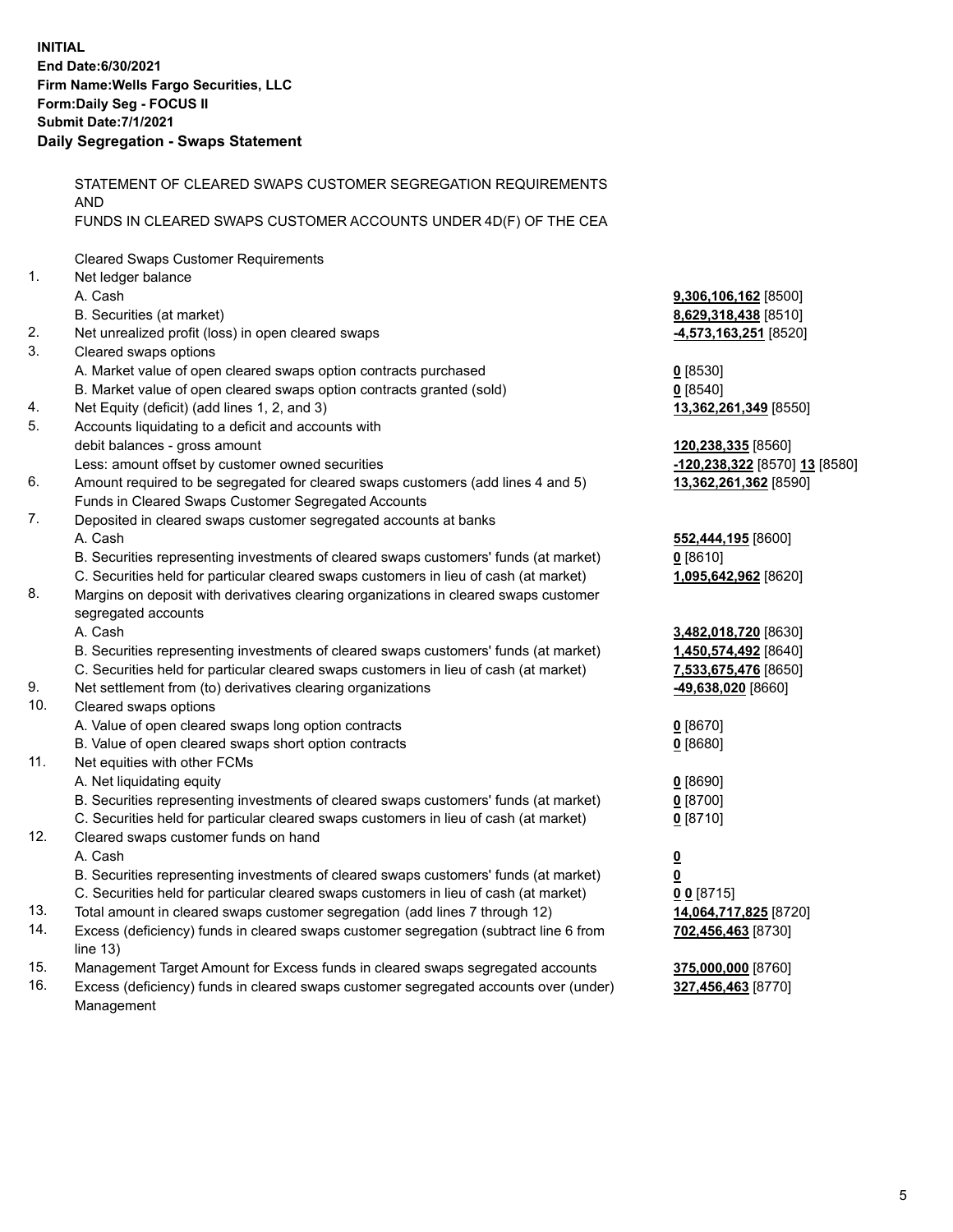**INITIAL**
**End Date:6/30/2021**
**Firm Name:Wells Fargo Securities, LLC**
**Form:Daily Seg - FOCUS II**
**Submit Date:7/1/2021**
**Daily Segregation - Swaps Statement**

STATEMENT OF CLEARED SWAPS CUSTOMER SEGREGATION REQUIREMENTS AND FUNDS IN CLEARED SWAPS CUSTOMER ACCOUNTS UNDER 4D(F) OF THE CEA

| | | |
|---|---|---|
| | Cleared Swaps Customer Requirements | |
| 1. | Net ledger balance | |
| | A. Cash | **9,306,106,162** [8500] |
| | B. Securities (at market) | **8,629,318,438** [8510] |
| 2. | Net unrealized profit (loss) in open cleared swaps | **-4,573,163,251** [8520] |
| 3. | Cleared swaps options | |
| | A. Market value of open cleared swaps option contracts purchased | **0** [8530] |
| | B. Market value of open cleared swaps option contracts granted (sold) | **0** [8540] |
| 4. | Net Equity (deficit) (add lines 1, 2, and 3) | **13,362,261,349** [8550] |
| 5. | Accounts liquidating to a deficit and accounts with debit balances - gross amount | **120,238,335** [8560] |
| | Less: amount offset by customer owned securities | **-120,238,322** [8570] **13** [8580] |
| 6. | Amount required to be segregated for cleared swaps customers (add lines 4 and 5) | **13,362,261,362** [8590] |
| | Funds in Cleared Swaps Customer Segregated Accounts | |
| 7. | Deposited in cleared swaps customer segregated accounts at banks | |
| | A. Cash | **552,444,195** [8600] |
| | B. Securities representing investments of cleared swaps customers' funds (at market) | **0** [8610] |
| | C. Securities held for particular cleared swaps customers in lieu of cash (at market) | **1,095,642,962** [8620] |
| 8. | Margins on deposit with derivatives clearing organizations in cleared swaps customer segregated accounts | |
| | A. Cash | **3,482,018,720** [8630] |
| | B. Securities representing investments of cleared swaps customers' funds (at market) | **1,450,574,492** [8640] |
| | C. Securities held for particular cleared swaps customers in lieu of cash (at market) | **7,533,675,476** [8650] |
| 9. | Net settlement from (to) derivatives clearing organizations | **-49,638,020** [8660] |
| 10. | Cleared swaps options | |
| | A. Value of open cleared swaps long option contracts | **0** [8670] |
| | B. Value of open cleared swaps short option contracts | **0** [8680] |
| 11. | Net equities with other FCMs | |
| | A. Net liquidating equity | **0** [8690] |
| | B. Securities representing investments of cleared swaps customers' funds (at market) | **0** [8700] |
| | C. Securities held for particular cleared swaps customers in lieu of cash (at market) | **0** [8710] |
| 12. | Cleared swaps customer funds on hand | |
| | A. Cash | **0** |
| | B. Securities representing investments of cleared swaps customers' funds (at market) | **0** |
| | C. Securities held for particular cleared swaps customers in lieu of cash (at market) | **0** **0** [8715] |
| 13. | Total amount in cleared swaps customer segregation (add lines 7 through 12) | **14,064,717,825** [8720] |
| 14. | Excess (deficiency) funds in cleared swaps customer segregation (subtract line 6 from line 13) | **702,456,463** [8730] |
| 15. | Management Target Amount for Excess funds in cleared swaps segregated accounts | **375,000,000** [8760] |
| 16. | Excess (deficiency) funds in cleared swaps customer segregated accounts over (under) Management | **327,456,463** [8770] |